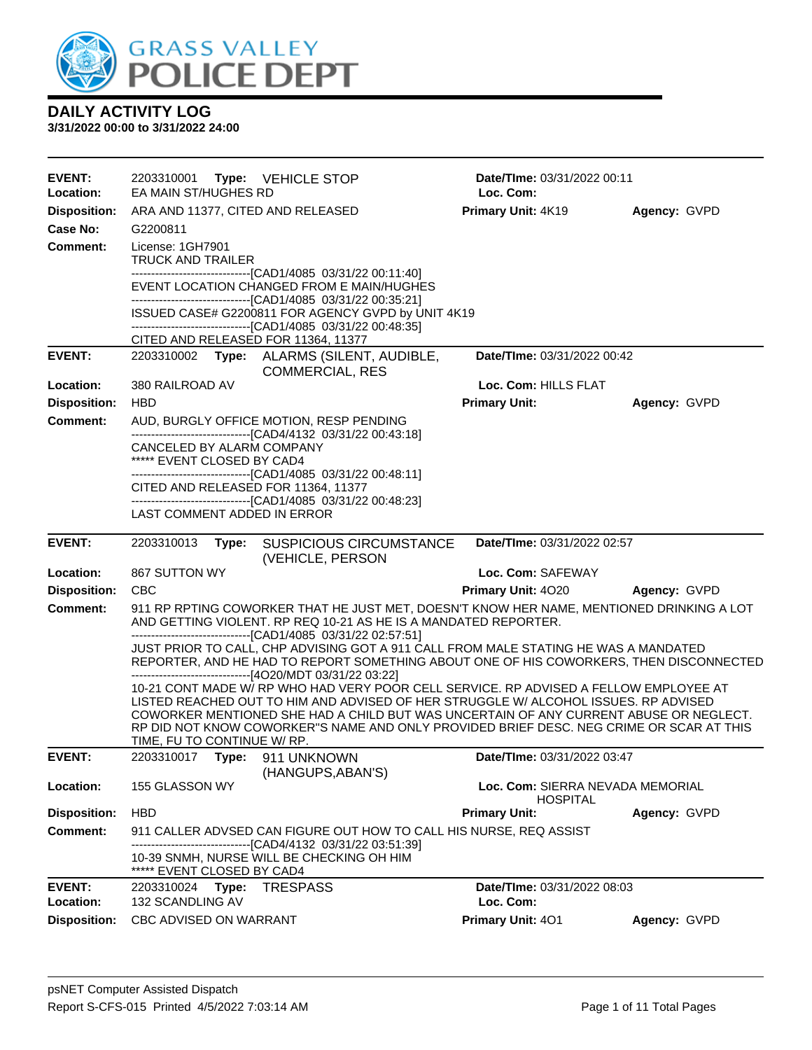# GRASS VALLEY POLICE DEPT

## DAILY ACTIVITY LOG

**3/31/2022 00:00 to 3/31/2022 24:00**

---

**EVENT:** 2203310001 **Type:** VEHICLE STOP **Date/TIme:** 03/31/2022 00:11
**Location:** EA MAIN ST/HUGHES RD **Loc. Com:**
**Disposition:** ARA AND 11377, CITED AND RELEASED **Primary Unit:** 4K19 **Agency:** GVPD
**Case No:** G2200811
**Comment:** License: 1GH7901
TRUCK AND TRAILER
------------------------------[CAD1/4085 03/31/22 00:11:40]
EVENT LOCATION CHANGED FROM E MAIN/HUGHES
------------------------------[CAD1/4085 03/31/22 00:35:21]
ISSUED CASE# G2200811 FOR AGENCY GVPD by UNIT 4K19
------------------------------[CAD1/4085 03/31/22 00:48:35]
CITED AND RELEASED FOR 11364, 11377

---

**EVENT:** 2203310002 **Type:** ALARMS (SILENT, AUDIBLE, COMMERCIAL, RES **Date/TIme:** 03/31/2022 00:42
**Location:** 380 RAILROAD AV **Loc. Com:** HILLS FLAT
**Disposition:** HBD **Primary Unit:** **Agency:** GVPD
**Comment:** AUD, BURGLY OFFICE MOTION, RESP PENDING
------------------------------[CAD4/4132 03/31/22 00:43:18]
CANCELED BY ALARM COMPANY
***** EVENT CLOSED BY CAD4
------------------------------[CAD1/4085 03/31/22 00:48:11]
CITED AND RELEASED FOR 11364, 11377
------------------------------[CAD1/4085 03/31/22 00:48:23]
LAST COMMENT ADDED IN ERROR

---

**EVENT:** 2203310013 **Type:** SUSPICIOUS CIRCUMSTANCE (VEHICLE, PERSON **Date/TIme:** 03/31/2022 02:57
**Location:** 867 SUTTON WY **Loc. Com:** SAFEWAY
**Disposition:** CBC **Primary Unit:** 4O20 **Agency:** GVPD
**Comment:** 911 RP RPTING COWORKER THAT HE JUST MET, DOESN'T KNOW HER NAME, MENTIONED DRINKING A LOT AND GETTING VIOLENT. RP REQ 10-21 AS HE IS A MANDATED REPORTER.
------------------------------[CAD1/4085 03/31/22 02:57:51]
JUST PRIOR TO CALL, CHP ADVISING GOT A 911 CALL FROM MALE STATING HE WAS A MANDATED REPORTER, AND HE HAD TO REPORT SOMETHING ABOUT ONE OF HIS COWORKERS, THEN DISCONNECTED
------------------------------[4O20/MDT 03/31/22 03:22]
10-21 CONT MADE W/ RP WHO HAD VERY POOR CELL SERVICE. RP ADVISED A FELLOW EMPLOYEE AT LISTED REACHED OUT TO HIM AND ADVISED OF HER STRUGGLE W/ ALCOHOL ISSUES. RP ADVISED COWORKER MENTIONED SHE HAD A CHILD BUT WAS UNCERTAIN OF ANY CURRENT ABUSE OR NEGLECT. RP DID NOT KNOW COWORKER"S NAME AND ONLY PROVIDED BRIEF DESC. NEG CRIME OR SCAR AT THIS TIME, FU TO CONTINUE W/ RP.

---

**EVENT:** 2203310017 **Type:** 911 UNKNOWN (HANGUPS,ABAN'S) **Date/TIme:** 03/31/2022 03:47
**Location:** 155 GLASSON WY **Loc. Com:** SIERRA NEVADA MEMORIAL HOSPITAL
**Disposition:** HBD **Primary Unit:** **Agency:** GVPD
**Comment:** 911 CALLER ADVSED CAN FIGURE OUT HOW TO CALL HIS NURSE, REQ ASSIST
------------------------------[CAD4/4132 03/31/22 03:51:39]
10-39 SNMH, NURSE WILL BE CHECKING OH HIM
***** EVENT CLOSED BY CAD4

---

**EVENT:** 2203310024 **Type:** TRESPASS **Date/TIme:** 03/31/2022 08:03
**Location:** 132 SCANDLING AV **Loc. Com:**
**Disposition:** CBC ADVISED ON WARRANT **Primary Unit:** 4O1 **Agency:** GVPD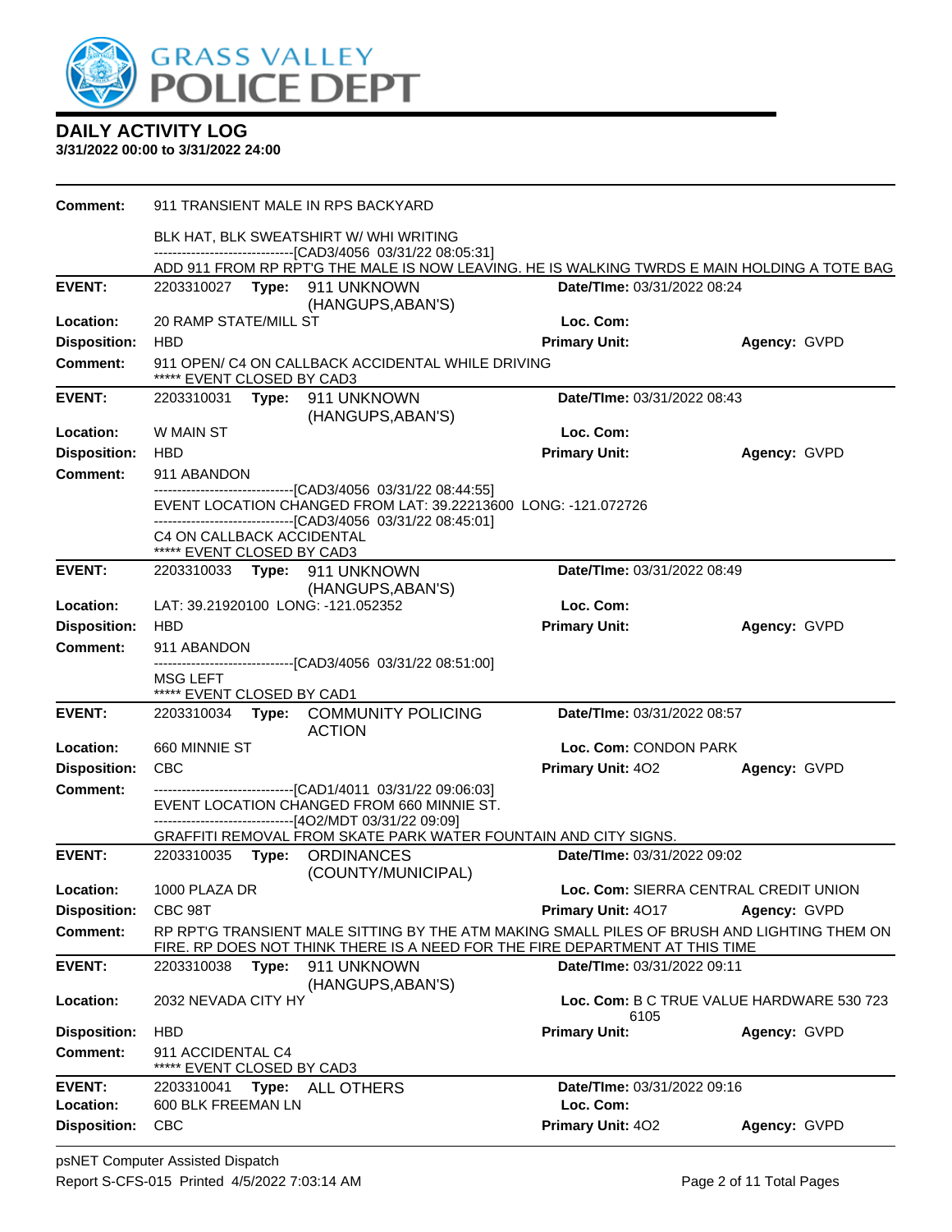## DAILY ACTIVITY LOG

**3/31/2022 00:00 to 3/31/2022 24:00**

**Comment:** 911 TRANSIENT MALE IN RPS BACKYARD

BLK HAT, BLK SWEATSHIRT W/ WHI WRITING
------------------------------[CAD3/4056 03/31/22 08:05:31]
ADD 911 FROM RP RPT'G THE MALE IS NOW LEAVING. HE IS WALKING TWRDS E MAIN HOLDING A TOTE BAG

---

**EVENT:** 2203310027 **Type:** 911 UNKNOWN (HANGUPS,ABAN'S) **Date/TIme:** 03/31/2022 08:24
**Location:** 20 RAMP STATE/MILL ST **Loc. Com:**
**Disposition:** HBD **Primary Unit:** **Agency:** GVPD
**Comment:** 911 OPEN/ C4 ON CALLBACK ACCIDENTAL WHILE DRIVING
***** EVENT CLOSED BY CAD3

---

**EVENT:** 2203310031 **Type:** 911 UNKNOWN (HANGUPS,ABAN'S) **Date/TIme:** 03/31/2022 08:43
**Location:** W MAIN ST **Loc. Com:**
**Disposition:** HBD **Primary Unit:** **Agency:** GVPD
**Comment:** 911 ABANDON
------------------------------[CAD3/4056 03/31/22 08:44:55]
EVENT LOCATION CHANGED FROM LAT: 39.22213600 LONG: -121.072726
------------------------------[CAD3/4056 03/31/22 08:45:01]
C4 ON CALLBACK ACCIDENTAL
***** EVENT CLOSED BY CAD3

---

**EVENT:** 2203310033 **Type:** 911 UNKNOWN (HANGUPS,ABAN'S) **Date/TIme:** 03/31/2022 08:49
**Location:** LAT: 39.21920100 LONG: -121.052352 **Loc. Com:**
**Disposition:** HBD **Primary Unit:** **Agency:** GVPD
**Comment:** 911 ABANDON
------------------------------[CAD3/4056 03/31/22 08:51:00]
MSG LEFT
***** EVENT CLOSED BY CAD1

---

**EVENT:** 2203310034 **Type:** COMMUNITY POLICING ACTION **Date/TIme:** 03/31/2022 08:57
**Location:** 660 MINNIE ST **Loc. Com:** CONDON PARK
**Disposition:** CBC **Primary Unit:** 4O2 **Agency:** GVPD
**Comment:** ------------------------------[CAD1/4011 03/31/22 09:06:03]
EVENT LOCATION CHANGED FROM 660 MINNIE ST.
------------------------------[4O2/MDT 03/31/22 09:09]
GRAFFITI REMOVAL FROM SKATE PARK WATER FOUNTAIN AND CITY SIGNS.

---

**EVENT:** 2203310035 **Type:** ORDINANCES (COUNTY/MUNICIPAL) **Date/TIme:** 03/31/2022 09:02
**Location:** 1000 PLAZA DR **Loc. Com:** SIERRA CENTRAL CREDIT UNION
**Disposition:** CBC 98T **Primary Unit:** 4O17 **Agency:** GVPD
**Comment:** RP RPT'G TRANSIENT MALE SITTING BY THE ATM MAKING SMALL PILES OF BRUSH AND LIGHTING THEM ON FIRE. RP DOES NOT THINK THERE IS A NEED FOR THE FIRE DEPARTMENT AT THIS TIME

---

**EVENT:** 2203310038 **Type:** 911 UNKNOWN (HANGUPS,ABAN'S) **Date/TIme:** 03/31/2022 09:11
**Location:** 2032 NEVADA CITY HY **Loc. Com:** B C TRUE VALUE HARDWARE 530 723 6105
**Disposition:** HBD **Primary Unit:** **Agency:** GVPD
**Comment:** 911 ACCIDENTAL C4
***** EVENT CLOSED BY CAD3

---

**EVENT:** 2203310041 **Type:** ALL OTHERS **Date/TIme:** 03/31/2022 09:16
**Location:** 600 BLK FREEMAN LN **Loc. Com:**
**Disposition:** CBC **Primary Unit:** 4O2 **Agency:** GVPD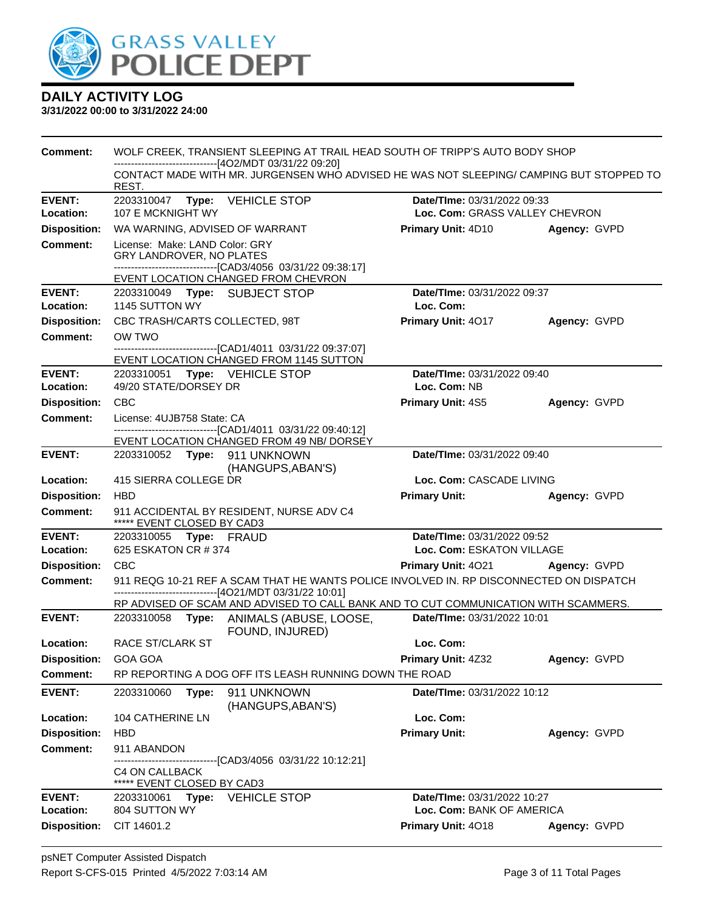# DAILY ACTIVITY LOG

**3/31/2022 00:00 to 3/31/2022 24:00**

**Comment:** WOLF CREEK, TRANSIENT SLEEPING AT TRAIL HEAD SOUTH OF TRIPP'S AUTO BODY SHOP
------------------------------[4O2/MDT 03/31/22 09:20]
CONTACT MADE WITH MR. JURGENSEN WHO ADVISED HE WAS NOT SLEEPING/ CAMPING BUT STOPPED TO REST.

---

**EVENT:** 2203310047 **Type:** VEHICLE STOP **Date/TIme:** 03/31/2022 09:33
**Location:** 107 E MCKNIGHT WY **Loc. Com:** GRASS VALLEY CHEVRON
**Disposition:** WA WARNING, ADVISED OF WARRANT **Primary Unit:** 4D10 **Agency:** GVPD
**Comment:** License: Make: LAND Color: GRY
GRY LANDROVER, NO PLATES
------------------------------[CAD3/4056 03/31/22 09:38:17]
EVENT LOCATION CHANGED FROM CHEVRON

---

**EVENT:** 2203310049 **Type:** SUBJECT STOP **Date/TIme:** 03/31/2022 09:37
**Location:** 1145 SUTTON WY **Loc. Com:**
**Disposition:** CBC TRASH/CARTS COLLECTED, 98T **Primary Unit:** 4O17 **Agency:** GVPD
**Comment:** OW TWO
------------------------------[CAD1/4011 03/31/22 09:37:07]
EVENT LOCATION CHANGED FROM 1145 SUTTON

---

**EVENT:** 2203310051 **Type:** VEHICLE STOP **Date/TIme:** 03/31/2022 09:40
**Location:** 49/20 STATE/DORSEY DR **Loc. Com:** NB
**Disposition:** CBC **Primary Unit:** 4S5 **Agency:** GVPD
**Comment:** License: 4UJB758 State: CA
------------------------------[CAD1/4011 03/31/22 09:40:12]
EVENT LOCATION CHANGED FROM 49 NB/ DORSEY

---

**EVENT:** 2203310052 **Type:** 911 UNKNOWN (HANGUPS,ABAN'S) **Date/TIme:** 03/31/2022 09:40
**Location:** 415 SIERRA COLLEGE DR **Loc. Com:** CASCADE LIVING
**Disposition:** HBD **Primary Unit:** **Agency:** GVPD
**Comment:** 911 ACCIDENTAL BY RESIDENT, NURSE ADV C4
***** EVENT CLOSED BY CAD3

---

**EVENT:** 2203310055 **Type:** FRAUD **Date/TIme:** 03/31/2022 09:52
**Location:** 625 ESKATON CR # 374 **Loc. Com:** ESKATON VILLAGE
**Disposition:** CBC **Primary Unit:** 4O21 **Agency:** GVPD
**Comment:** 911 REQG 10-21 REF A SCAM THAT HE WANTS POLICE INVOLVED IN. RP DISCONNECTED ON DISPATCH
------------------------------[4O21/MDT 03/31/22 10:01]
RP ADVISED OF SCAM AND ADVISED TO CALL BANK AND TO CUT COMMUNICATION WITH SCAMMERS.

---

**EVENT:** 2203310058 **Type:** ANIMALS (ABUSE, LOOSE, FOUND, INJURED) **Date/TIme:** 03/31/2022 10:01
**Location:** RACE ST/CLARK ST **Loc. Com:**
**Disposition:** GOA GOA **Primary Unit:** 4Z32 **Agency:** GVPD
**Comment:** RP REPORTING A DOG OFF ITS LEASH RUNNING DOWN THE ROAD

---

**EVENT:** 2203310060 **Type:** 911 UNKNOWN (HANGUPS,ABAN'S) **Date/TIme:** 03/31/2022 10:12
**Location:** 104 CATHERINE LN **Loc. Com:**
**Disposition:** HBD **Primary Unit:** **Agency:** GVPD
**Comment:** 911 ABANDON
------------------------------[CAD3/4056 03/31/22 10:12:21]
C4 ON CALLBACK
***** EVENT CLOSED BY CAD3

---

**EVENT:** 2203310061 **Type:** VEHICLE STOP **Date/TIme:** 03/31/2022 10:27
**Location:** 804 SUTTON WY **Loc. Com:** BANK OF AMERICA
**Disposition:** CIT 14601.2 **Primary Unit:** 4O18 **Agency:** GVPD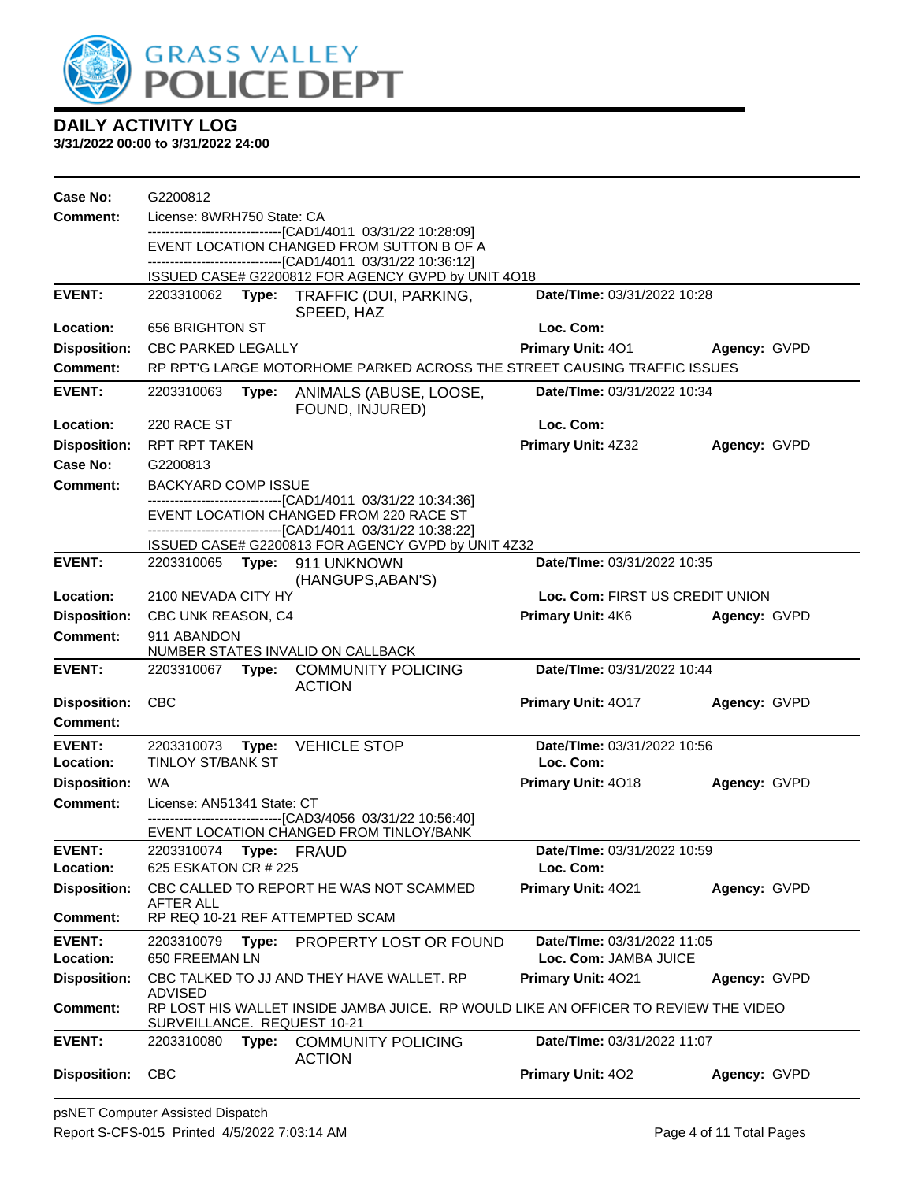# DAILY ACTIVITY LOG

**3/31/2022 00:00 to 3/31/2022 24:00**

**Case No:** G2200812

**Comment:** License: 8WRH750 State: CA
------------------------------[CAD1/4011 03/31/22 10:28:09]
EVENT LOCATION CHANGED FROM SUTTON B OF A
------------------------------[CAD1/4011 03/31/22 10:36:12]
ISSUED CASE# G2200812 FOR AGENCY GVPD by UNIT 4O18

---

**EVENT:** 2203310062 **Type:** TRAFFIC (DUI, PARKING, SPEED, HAZ) **Date/TIme:** 03/31/2022 10:28

**Location:** 656 BRIGHTON ST **Loc. Com:**

**Disposition:** CBC PARKED LEGALLY **Primary Unit:** 4O1 **Agency:** GVPD

**Comment:** RP RPT'G LARGE MOTORHOME PARKED ACROSS THE STREET CAUSING TRAFFIC ISSUES

---

**EVENT:** 2203310063 **Type:** ANIMALS (ABUSE, LOOSE, FOUND, INJURED) **Date/TIme:** 03/31/2022 10:34

**Location:** 220 RACE ST **Loc. Com:**

**Disposition:** RPT RPT TAKEN **Primary Unit:** 4Z32 **Agency:** GVPD

**Case No:** G2200813

**Comment:** BACKYARD COMP ISSUE
------------------------------[CAD1/4011 03/31/22 10:34:36]
EVENT LOCATION CHANGED FROM 220 RACE ST
------------------------------[CAD1/4011 03/31/22 10:38:22]
ISSUED CASE# G2200813 FOR AGENCY GVPD by UNIT 4Z32

---

**EVENT:** 2203310065 **Type:** 911 UNKNOWN (HANGUPS,ABAN'S) **Date/TIme:** 03/31/2022 10:35

**Location:** 2100 NEVADA CITY HY **Loc. Com:** FIRST US CREDIT UNION

**Disposition:** CBC UNK REASON, C4 **Primary Unit:** 4K6 **Agency:** GVPD

**Comment:** 911 ABANDON
NUMBER STATES INVALID ON CALLBACK

---

**EVENT:** 2203310067 **Type:** COMMUNITY POLICING ACTION **Date/TIme:** 03/31/2022 10:44

**Disposition:** CBC **Primary Unit:** 4O17 **Agency:** GVPD

**Comment:**

---

**EVENT:** 2203310073 **Type:** VEHICLE STOP **Date/TIme:** 03/31/2022 10:56

**Location:** TINLOY ST/BANK ST **Loc. Com:**

**Disposition:** WA **Primary Unit:** 4O18 **Agency:** GVPD

**Comment:** License: AN51341 State: CT
------------------------------[CAD3/4056 03/31/22 10:56:40]
EVENT LOCATION CHANGED FROM TINLOY/BANK

---

**EVENT:** 2203310074 **Type:** FRAUD **Date/TIme:** 03/31/2022 10:59

**Location:** 625 ESKATON CR # 225 **Loc. Com:**

**Disposition:** CBC CALLED TO REPORT HE WAS NOT SCAMMED AFTER ALL **Primary Unit:** 4O21 **Agency:** GVPD

**Comment:** RP REQ 10-21 REF ATTEMPTED SCAM

---

**EVENT:** 2203310079 **Type:** PROPERTY LOST OR FOUND **Date/TIme:** 03/31/2022 11:05

**Location:** 650 FREEMAN LN **Loc. Com:** JAMBA JUICE

**Disposition:** CBC TALKED TO JJ AND THEY HAVE WALLET. RP ADVISED **Primary Unit:** 4O21 **Agency:** GVPD

**Comment:** RP LOST HIS WALLET INSIDE JAMBA JUICE. RP WOULD LIKE AN OFFICER TO REVIEW THE VIDEO SURVEILLANCE. REQUEST 10-21

---

**EVENT:** 2203310080 **Type:** COMMUNITY POLICING ACTION **Date/TIme:** 03/31/2022 11:07

**Disposition:** CBC **Primary Unit:** 4O2 **Agency:** GVPD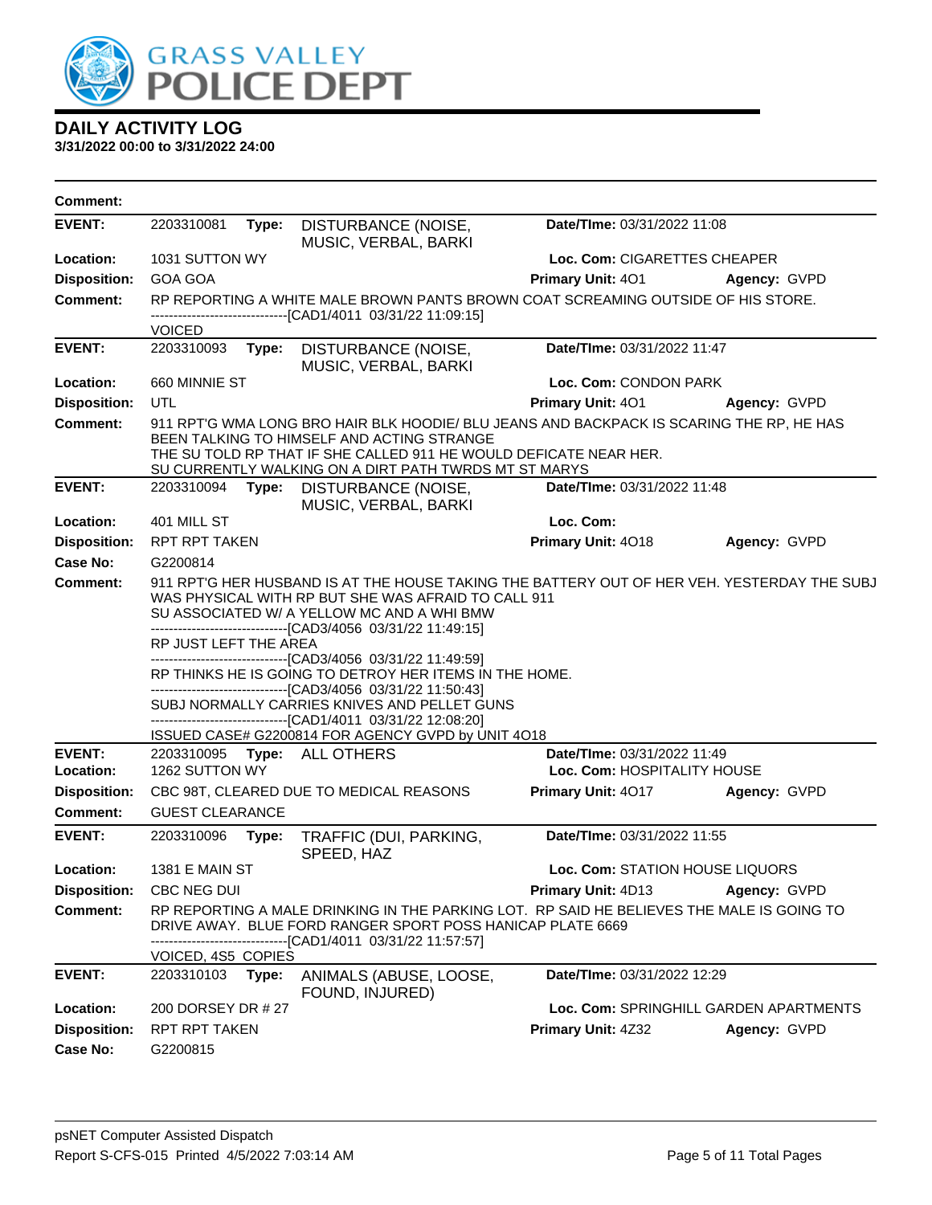# DAILY ACTIVITY LOG

**3/31/2022 00:00 to 3/31/2022 24:00**

**Comment:**

---

**EVENT:** 2203310081 **Type:** DISTURBANCE (NOISE, MUSIC, VERBAL, BARKI **Date/TIme:** 03/31/2022 11:08
**Location:** 1031 SUTTON WY **Loc. Com:** CIGARETTES CHEAPER
**Disposition:** GOA GOA **Primary Unit:** 4O1 **Agency:** GVPD
**Comment:** RP REPORTING A WHITE MALE BROWN PANTS BROWN COAT SCREAMING OUTSIDE OF HIS STORE.
------------------------------[CAD1/4011 03/31/22 11:09:15]
VOICED

---

**EVENT:** 2203310093 **Type:** DISTURBANCE (NOISE, MUSIC, VERBAL, BARKI **Date/TIme:** 03/31/2022 11:47
**Location:** 660 MINNIE ST **Loc. Com:** CONDON PARK
**Disposition:** UTL **Primary Unit:** 4O1 **Agency:** GVPD
**Comment:** 911 RPT'G WMA LONG BRO HAIR BLK HOODIE/ BLU JEANS AND BACKPACK IS SCARING THE RP, HE HAS BEEN TALKING TO HIMSELF AND ACTING STRANGE
THE SU TOLD RP THAT IF SHE CALLED 911 HE WOULD DEFICATE NEAR HER.
SU CURRENTLY WALKING ON A DIRT PATH TWRDS MT ST MARYS

---

**EVENT:** 2203310094 **Type:** DISTURBANCE (NOISE, MUSIC, VERBAL, BARKI **Date/TIme:** 03/31/2022 11:48
**Location:** 401 MILL ST **Loc. Com:**
**Disposition:** RPT RPT TAKEN **Primary Unit:** 4O18 **Agency:** GVPD
**Case No:** G2200814
**Comment:** 911 RPT'G HER HUSBAND IS AT THE HOUSE TAKING THE BATTERY OUT OF HER VEH. YESTERDAY THE SUBJ WAS PHYSICAL WITH RP BUT SHE WAS AFRAID TO CALL 911
SU ASSOCIATED W/ A YELLOW MC AND A WHI BMW
------------------------------[CAD3/4056 03/31/22 11:49:15]
RP JUST LEFT THE AREA
------------------------------[CAD3/4056 03/31/22 11:49:59]
RP THINKS HE IS GOING TO DETROY HER ITEMS IN THE HOME.
------------------------------[CAD3/4056 03/31/22 11:50:43]
SUBJ NORMALLY CARRIES KNIVES AND PELLET GUNS
------------------------------[CAD1/4011 03/31/22 12:08:20]
ISSUED CASE# G2200814 FOR AGENCY GVPD by UNIT 4O18

---

**EVENT:** 2203310095 **Type:** ALL OTHERS **Date/TIme:** 03/31/2022 11:49
**Location:** 1262 SUTTON WY **Loc. Com:** HOSPITALITY HOUSE
**Disposition:** CBC 98T, CLEARED DUE TO MEDICAL REASONS **Primary Unit:** 4O17 **Agency:** GVPD
**Comment:** GUEST CLEARANCE

---

**EVENT:** 2203310096 **Type:** TRAFFIC (DUI, PARKING, SPEED, HAZ **Date/TIme:** 03/31/2022 11:55
**Location:** 1381 E MAIN ST **Loc. Com:** STATION HOUSE LIQUORS
**Disposition:** CBC NEG DUI **Primary Unit:** 4D13 **Agency:** GVPD
**Comment:** RP REPORTING A MALE DRINKING IN THE PARKING LOT. RP SAID HE BELIEVES THE MALE IS GOING TO DRIVE AWAY. BLUE FORD RANGER SPORT POSS HANICAP PLATE 6669
------------------------------[CAD1/4011 03/31/22 11:57:57]
VOICED, 4S5 COPIES

---

**EVENT:** 2203310103 **Type:** ANIMALS (ABUSE, LOOSE, FOUND, INJURED) **Date/TIme:** 03/31/2022 12:29
**Location:** 200 DORSEY DR # 27 **Loc. Com:** SPRINGHILL GARDEN APARTMENTS
**Disposition:** RPT RPT TAKEN **Primary Unit:** 4Z32 **Agency:** GVPD
**Case No:** G2200815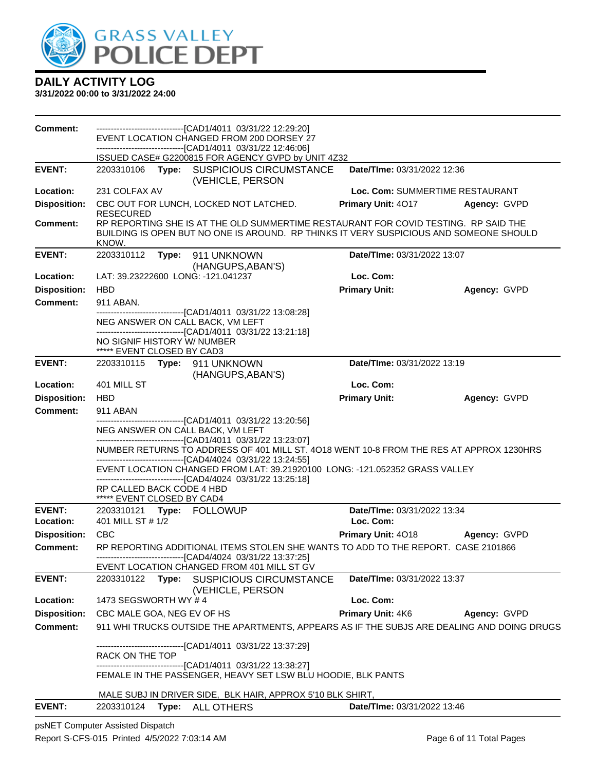# DAILY ACTIVITY LOG

**3/31/2022 00:00 to 3/31/2022 24:00**

**Comment:**
------------------------------[CAD1/4011 03/31/22 12:29:20]
EVENT LOCATION CHANGED FROM 200 DORSEY 27
------------------------------[CAD1/4011 03/31/22 12:46:06]
ISSUED CASE# G2200815 FOR AGENCY GVPD by UNIT 4Z32

---

**EVENT:** 2203310106 **Type:** SUSPICIOUS CIRCUMSTANCE (VEHICLE, PERSON **Date/TIme:** 03/31/2022 12:36
**Location:** 231 COLFAX AV **Loc. Com:** SUMMERTIME RESTAURANT
**Disposition:** CBC OUT FOR LUNCH, LOCKED NOT LATCHED. RESECURED **Primary Unit:** 4O17 **Agency:** GVPD
**Comment:** RP REPORTING SHE IS AT THE OLD SUMMERTIME RESTAURANT FOR COVID TESTING. RP SAID THE BUILDING IS OPEN BUT NO ONE IS AROUND. RP THINKS IT VERY SUSPICIOUS AND SOMEONE SHOULD KNOW.

---

**EVENT:** 2203310112 **Type:** 911 UNKNOWN (HANGUPS,ABAN'S) **Date/TIme:** 03/31/2022 13:07
**Location:** LAT: 39.23222600 LONG: -121.041237 **Loc. Com:**
**Disposition:** HBD **Primary Unit:** **Agency:** GVPD
**Comment:** 911 ABAN.
------------------------------[CAD1/4011 03/31/22 13:08:28]
NEG ANSWER ON CALL BACK, VM LEFT
------------------------------[CAD1/4011 03/31/22 13:21:18]
NO SIGNIF HISTORY W/ NUMBER
***** EVENT CLOSED BY CAD3

---

**EVENT:** 2203310115 **Type:** 911 UNKNOWN (HANGUPS,ABAN'S) **Date/TIme:** 03/31/2022 13:19
**Location:** 401 MILL ST **Loc. Com:**
**Disposition:** HBD **Primary Unit:** **Agency:** GVPD
**Comment:** 911 ABAN
------------------------------[CAD1/4011 03/31/22 13:20:56]
NEG ANSWER ON CALL BACK, VM LEFT
------------------------------[CAD1/4011 03/31/22 13:23:07]
NUMBER RETURNS TO ADDRESS OF 401 MILL ST. 4O18 WENT 10-8 FROM THE RES AT APPROX 1230HRS
------------------------------[CAD4/4024 03/31/22 13:24:55]
EVENT LOCATION CHANGED FROM LAT: 39.21920100 LONG: -121.052352 GRASS VALLEY
------------------------------[CAD4/4024 03/31/22 13:25:18]
RP CALLED BACK CODE 4 HBD
***** EVENT CLOSED BY CAD4

---

**EVENT:** 2203310121 **Type:** FOLLOWUP **Date/TIme:** 03/31/2022 13:34
**Location:** 401 MILL ST # 1/2 **Loc. Com:**
**Disposition:** CBC **Primary Unit:** 4O18 **Agency:** GVPD
**Comment:** RP REPORTING ADDITIONAL ITEMS STOLEN SHE WANTS TO ADD TO THE REPORT. CASE 2101866
------------------------------[CAD4/4024 03/31/22 13:37:25]
EVENT LOCATION CHANGED FROM 401 MILL ST GV

---

**EVENT:** 2203310122 **Type:** SUSPICIOUS CIRCUMSTANCE (VEHICLE, PERSON **Date/TIme:** 03/31/2022 13:37
**Location:** 1473 SEGSWORTH WY # 4 **Loc. Com:**
**Disposition:** CBC MALE GOA, NEG EV OF HS **Primary Unit:** 4K6 **Agency:** GVPD
**Comment:** 911 WHI TRUCKS OUTSIDE THE APARTMENTS, APPEARS AS IF THE SUBJS ARE DEALING AND DOING DRUGS
------------------------------[CAD1/4011 03/31/22 13:37:29]
RACK ON THE TOP
------------------------------[CAD1/4011 03/31/22 13:38:27]
FEMALE IN THE PASSENGER, HEAVY SET LSW BLU HOODIE, BLK PANTS

MALE SUBJ IN DRIVER SIDE, BLK HAIR, APPROX 5'10 BLK SHIRT,

---

**EVENT:** 2203310124 **Type:** ALL OTHERS **Date/TIme:** 03/31/2022 13:46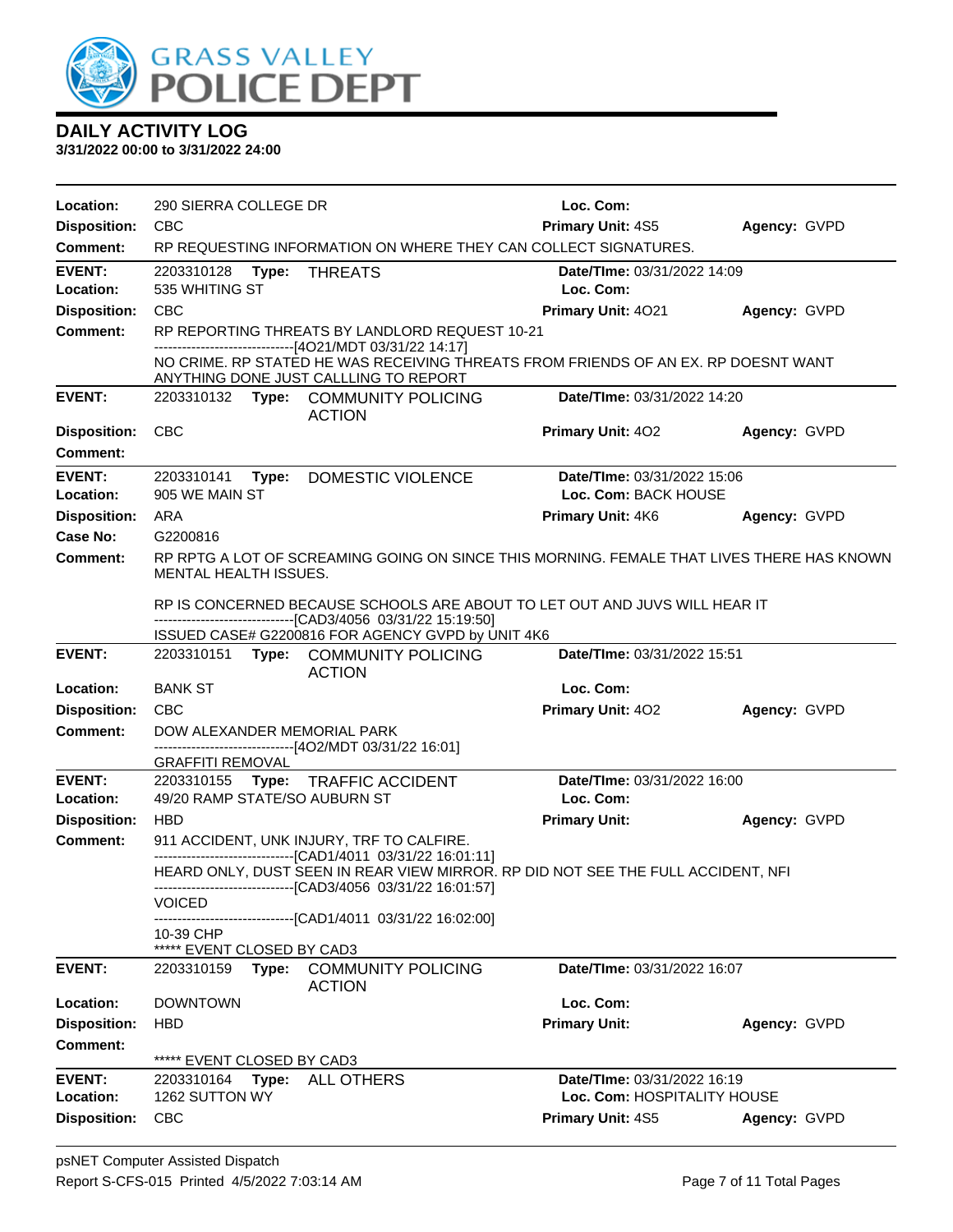# DAILY ACTIVITY LOG

**3/31/2022 00:00 to 3/31/2022 24:00**

**Location:** 290 SIERRA COLLEGE DR **Loc. Com:**
**Disposition:** CBC **Primary Unit:** 4S5 **Agency:** GVPD
**Comment:** RP REQUESTING INFORMATION ON WHERE THEY CAN COLLECT SIGNATURES.

---

**EVENT:** 2203310128 **Type:** THREATS **Date/TIme:** 03/31/2022 14:09
**Location:** 535 WHITING ST **Loc. Com:**
**Disposition:** CBC **Primary Unit:** 4O21 **Agency:** GVPD
**Comment:** RP REPORTING THREATS BY LANDLORD REQUEST 10-21
------------------------------[4O21/MDT 03/31/22 14:17]
NO CRIME. RP STATED HE WAS RECEIVING THREATS FROM FRIENDS OF AN EX. RP DOESNT WANT ANYTHING DONE JUST CALLLING TO REPORT

---

**EVENT:** 2203310132 **Type:** COMMUNITY POLICING ACTION **Date/TIme:** 03/31/2022 14:20
**Disposition:** CBC **Primary Unit:** 4O2 **Agency:** GVPD
**Comment:**

---

**EVENT:** 2203310141 **Type:** DOMESTIC VIOLENCE **Date/TIme:** 03/31/2022 15:06
**Location:** 905 WE MAIN ST **Loc. Com:** BACK HOUSE
**Disposition:** ARA **Primary Unit:** 4K6 **Agency:** GVPD
**Case No:** G2200816
**Comment:** RP RPTG A LOT OF SCREAMING GOING ON SINCE THIS MORNING. FEMALE THAT LIVES THERE HAS KNOWN MENTAL HEALTH ISSUES.

RP IS CONCERNED BECAUSE SCHOOLS ARE ABOUT TO LET OUT AND JUVS WILL HEAR IT
------------------------------[CAD3/4056 03/31/22 15:19:50]
ISSUED CASE# G2200816 FOR AGENCY GVPD by UNIT 4K6

---

**EVENT:** 2203310151 **Type:** COMMUNITY POLICING ACTION **Date/TIme:** 03/31/2022 15:51
**Location:** BANK ST **Loc. Com:**
**Disposition:** CBC **Primary Unit:** 4O2 **Agency:** GVPD
**Comment:** DOW ALEXANDER MEMORIAL PARK
------------------------------[4O2/MDT 03/31/22 16:01]
GRAFFITI REMOVAL

---

**EVENT:** 2203310155 **Type:** TRAFFIC ACCIDENT **Date/TIme:** 03/31/2022 16:00
**Location:** 49/20 RAMP STATE/SO AUBURN ST **Loc. Com:**
**Disposition:** HBD **Primary Unit:** **Agency:** GVPD
**Comment:** 911 ACCIDENT, UNK INJURY, TRF TO CALFIRE.
------------------------------[CAD1/4011 03/31/22 16:01:11]
HEARD ONLY, DUST SEEN IN REAR VIEW MIRROR. RP DID NOT SEE THE FULL ACCIDENT, NFI
------------------------------[CAD3/4056 03/31/22 16:01:57]
VOICED
------------------------------[CAD1/4011 03/31/22 16:02:00]
10-39 CHP
***** EVENT CLOSED BY CAD3

---

**EVENT:** 2203310159 **Type:** COMMUNITY POLICING ACTION **Date/TIme:** 03/31/2022 16:07
**Location:** DOWNTOWN **Loc. Com:**
**Disposition:** HBD **Primary Unit:** **Agency:** GVPD
**Comment:**
***** EVENT CLOSED BY CAD3

---

**EVENT:** 2203310164 **Type:** ALL OTHERS **Date/TIme:** 03/31/2022 16:19
**Location:** 1262 SUTTON WY **Loc. Com:** HOSPITALITY HOUSE
**Disposition:** CBC **Primary Unit:** 4S5 **Agency:** GVPD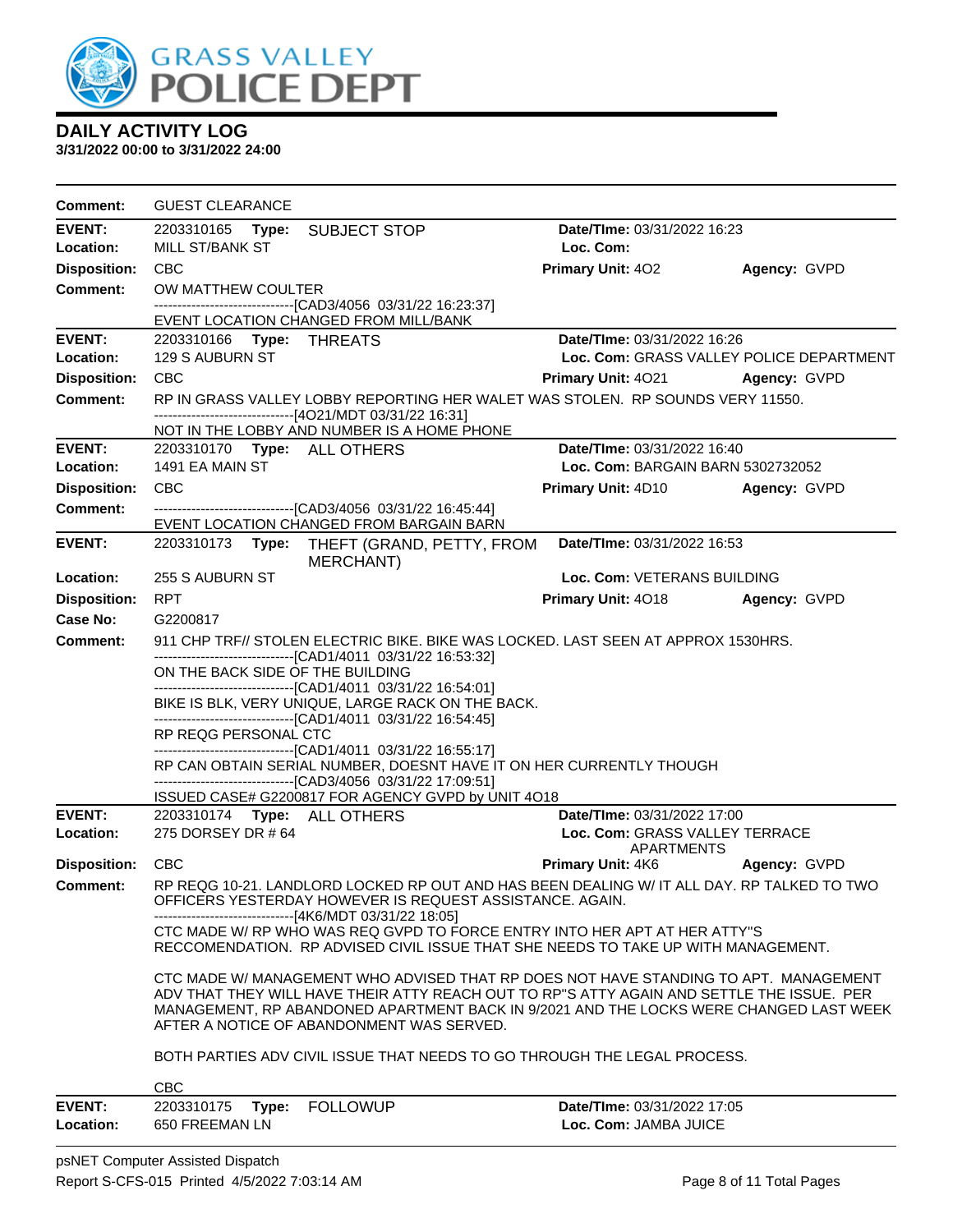# DAILY ACTIVITY LOG

**3/31/2022 00:00 to 3/31/2022 24:00**

**Comment:** GUEST CLEARANCE

---

**EVENT:** 2203310165 **Type:** SUBJECT STOP **Date/TIme:** 03/31/2022 16:23
**Location:** MILL ST/BANK ST **Loc. Com:**
**Disposition:** CBC **Primary Unit:** 4O2 **Agency:** GVPD
**Comment:** OW MATTHEW COULTER
------------------------------[CAD3/4056 03/31/22 16:23:37]
EVENT LOCATION CHANGED FROM MILL/BANK

---

**EVENT:** 2203310166 **Type:** THREATS **Date/TIme:** 03/31/2022 16:26
**Location:** 129 S AUBURN ST **Loc. Com:** GRASS VALLEY POLICE DEPARTMENT
**Disposition:** CBC **Primary Unit:** 4O21 **Agency:** GVPD
**Comment:** RP IN GRASS VALLEY LOBBY REPORTING HER WALET WAS STOLEN. RP SOUNDS VERY 11550.
------------------------------[4O21/MDT 03/31/22 16:31]
NOT IN THE LOBBY AND NUMBER IS A HOME PHONE

---

**EVENT:** 2203310170 **Type:** ALL OTHERS **Date/TIme:** 03/31/2022 16:40
**Location:** 1491 EA MAIN ST **Loc. Com:** BARGAIN BARN 5302732052
**Disposition:** CBC **Primary Unit:** 4D10 **Agency:** GVPD
**Comment:** ------------------------------[CAD3/4056 03/31/22 16:45:44]
EVENT LOCATION CHANGED FROM BARGAIN BARN

---

**EVENT:** 2203310173 **Type:** THEFT (GRAND, PETTY, FROM MERCHANT) **Date/TIme:** 03/31/2022 16:53
**Location:** 255 S AUBURN ST **Loc. Com:** VETERANS BUILDING
**Disposition:** RPT **Primary Unit:** 4O18 **Agency:** GVPD
**Case No:** G2200817
**Comment:** 911 CHP TRF// STOLEN ELECTRIC BIKE. BIKE WAS LOCKED. LAST SEEN AT APPROX 1530HRS.
------------------------------[CAD1/4011 03/31/22 16:53:32]
ON THE BACK SIDE OF THE BUILDING
------------------------------[CAD1/4011 03/31/22 16:54:01]
BIKE IS BLK, VERY UNIQUE, LARGE RACK ON THE BACK.
------------------------------[CAD1/4011 03/31/22 16:54:45]
RP REQG PERSONAL CTC
------------------------------[CAD1/4011 03/31/22 16:55:17]
RP CAN OBTAIN SERIAL NUMBER, DOESNT HAVE IT ON HER CURRENTLY THOUGH
------------------------------[CAD3/4056 03/31/22 17:09:51]
ISSUED CASE# G2200817 FOR AGENCY GVPD by UNIT 4O18

---

**EVENT:** 2203310174 **Type:** ALL OTHERS **Date/TIme:** 03/31/2022 17:00
**Location:** 275 DORSEY DR # 64 **Loc. Com:** GRASS VALLEY TERRACE APARTMENTS
**Disposition:** CBC **Primary Unit:** 4K6 **Agency:** GVPD
**Comment:** RP REQG 10-21. LANDLORD LOCKED RP OUT AND HAS BEEN DEALING W/ IT ALL DAY. RP TALKED TO TWO OFFICERS YESTERDAY HOWEVER IS REQUEST ASSISTANCE. AGAIN.
------------------------------[4K6/MDT 03/31/22 18:05]
CTC MADE W/ RP WHO WAS REQ GVPD TO FORCE ENTRY INTO HER APT AT HER ATTY"S RECCOMENDATION. RP ADVISED CIVIL ISSUE THAT SHE NEEDS TO TAKE UP WITH MANAGEMENT.

CTC MADE W/ MANAGEMENT WHO ADVISED THAT RP DOES NOT HAVE STANDING TO APT. MANAGEMENT ADV THAT THEY WILL HAVE THEIR ATTY REACH OUT TO RP"S ATTY AGAIN AND SETTLE THE ISSUE. PER MANAGEMENT, RP ABANDONED APARTMENT BACK IN 9/2021 AND THE LOCKS WERE CHANGED LAST WEEK AFTER A NOTICE OF ABANDONMENT WAS SERVED.

BOTH PARTIES ADV CIVIL ISSUE THAT NEEDS TO GO THROUGH THE LEGAL PROCESS.

CBC

---

**EVENT:** 2203310175 **Type:** FOLLOWUP **Date/TIme:** 03/31/2022 17:05
**Location:** 650 FREEMAN LN **Loc. Com:** JAMBA JUICE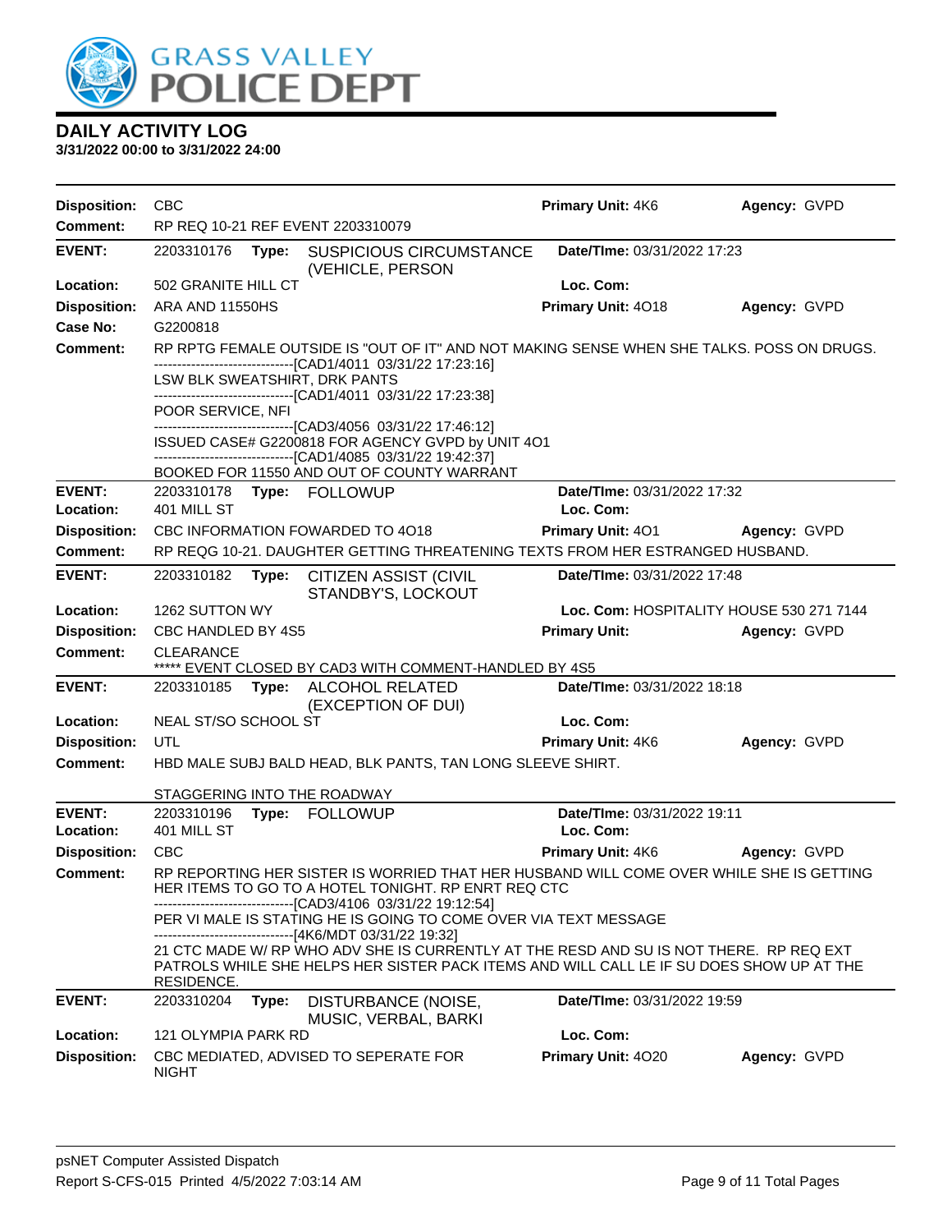# DAILY ACTIVITY LOG

**3/31/2022 00:00 to 3/31/2022 24:00**

**Disposition:** CBC | **Primary Unit:** 4K6 | **Agency:** GVPD
**Comment:** RP REQ 10-21 REF EVENT 2203310079

---

**EVENT:** 2203310176 **Type:** SUSPICIOUS CIRCUMSTANCE (VEHICLE, PERSON | **Date/TIme:** 03/31/2022 17:23
**Location:** 502 GRANITE HILL CT | **Loc. Com:**
**Disposition:** ARA AND 11550HS | **Primary Unit:** 4O18 | **Agency:** GVPD
**Case No:** G2200818
**Comment:** RP RPTG FEMALE OUTSIDE IS "OUT OF IT" AND NOT MAKING SENSE WHEN SHE TALKS. POSS ON DRUGS.
------------------------------[CAD1/4011 03/31/22 17:23:16]
LSW BLK SWEATSHIRT, DRK PANTS
------------------------------[CAD1/4011 03/31/22 17:23:38]
POOR SERVICE, NFI
------------------------------[CAD3/4056 03/31/22 17:46:12]
ISSUED CASE# G2200818 FOR AGENCY GVPD by UNIT 4O1
------------------------------[CAD1/4085 03/31/22 19:42:37]
BOOKED FOR 11550 AND OUT OF COUNTY WARRANT

---

**EVENT:** 2203310178 **Type:** FOLLOWUP | **Date/TIme:** 03/31/2022 17:32
**Location:** 401 MILL ST | **Loc. Com:**
**Disposition:** CBC INFORMATION FOWARDED TO 4O18 | **Primary Unit:** 4O1 | **Agency:** GVPD
**Comment:** RP REQG 10-21. DAUGHTER GETTING THREATENING TEXTS FROM HER ESTRANGED HUSBAND.

---

**EVENT:** 2203310182 **Type:** CITIZEN ASSIST (CIVIL STANDBY'S, LOCKOUT | **Date/TIme:** 03/31/2022 17:48
**Location:** 1262 SUTTON WY | **Loc. Com:** HOSPITALITY HOUSE 530 271 7144
**Disposition:** CBC HANDLED BY 4S5 | **Primary Unit:** | **Agency:** GVPD
**Comment:** CLEARANCE
***** EVENT CLOSED BY CAD3 WITH COMMENT-HANDLED BY 4S5

---

**EVENT:** 2203310185 **Type:** ALCOHOL RELATED (EXCEPTION OF DUI) | **Date/TIme:** 03/31/2022 18:18
**Location:** NEAL ST/SO SCHOOL ST | **Loc. Com:**
**Disposition:** UTL | **Primary Unit:** 4K6 | **Agency:** GVPD
**Comment:** HBD MALE SUBJ BALD HEAD, BLK PANTS, TAN LONG SLEEVE SHIRT.

STAGGERING INTO THE ROADWAY

---

**EVENT:** 2203310196 **Type:** FOLLOWUP | **Date/TIme:** 03/31/2022 19:11
**Location:** 401 MILL ST | **Loc. Com:**
**Disposition:** CBC | **Primary Unit:** 4K6 | **Agency:** GVPD
**Comment:** RP REPORTING HER SISTER IS WORRIED THAT HER HUSBAND WILL COME OVER WHILE SHE IS GETTING HER ITEMS TO GO TO A HOTEL TONIGHT. RP ENRT REQ CTC
------------------------------[CAD3/4106 03/31/22 19:12:54]
PER VI MALE IS STATING HE IS GOING TO COME OVER VIA TEXT MESSAGE
------------------------------[4K6/MDT 03/31/22 19:32]
21 CTC MADE W/ RP WHO ADV SHE IS CURRENTLY AT THE RESD AND SU IS NOT THERE. RP REQ EXT PATROLS WHILE SHE HELPS HER SISTER PACK ITEMS AND WILL CALL LE IF SU DOES SHOW UP AT THE RESIDENCE.

---

**EVENT:** 2203310204 **Type:** DISTURBANCE (NOISE, MUSIC, VERBAL, BARKI | **Date/TIme:** 03/31/2022 19:59
**Location:** 121 OLYMPIA PARK RD | **Loc. Com:**
**Disposition:** CBC MEDIATED, ADVISED TO SEPERATE FOR NIGHT | **Primary Unit:** 4O20 | **Agency:** GVPD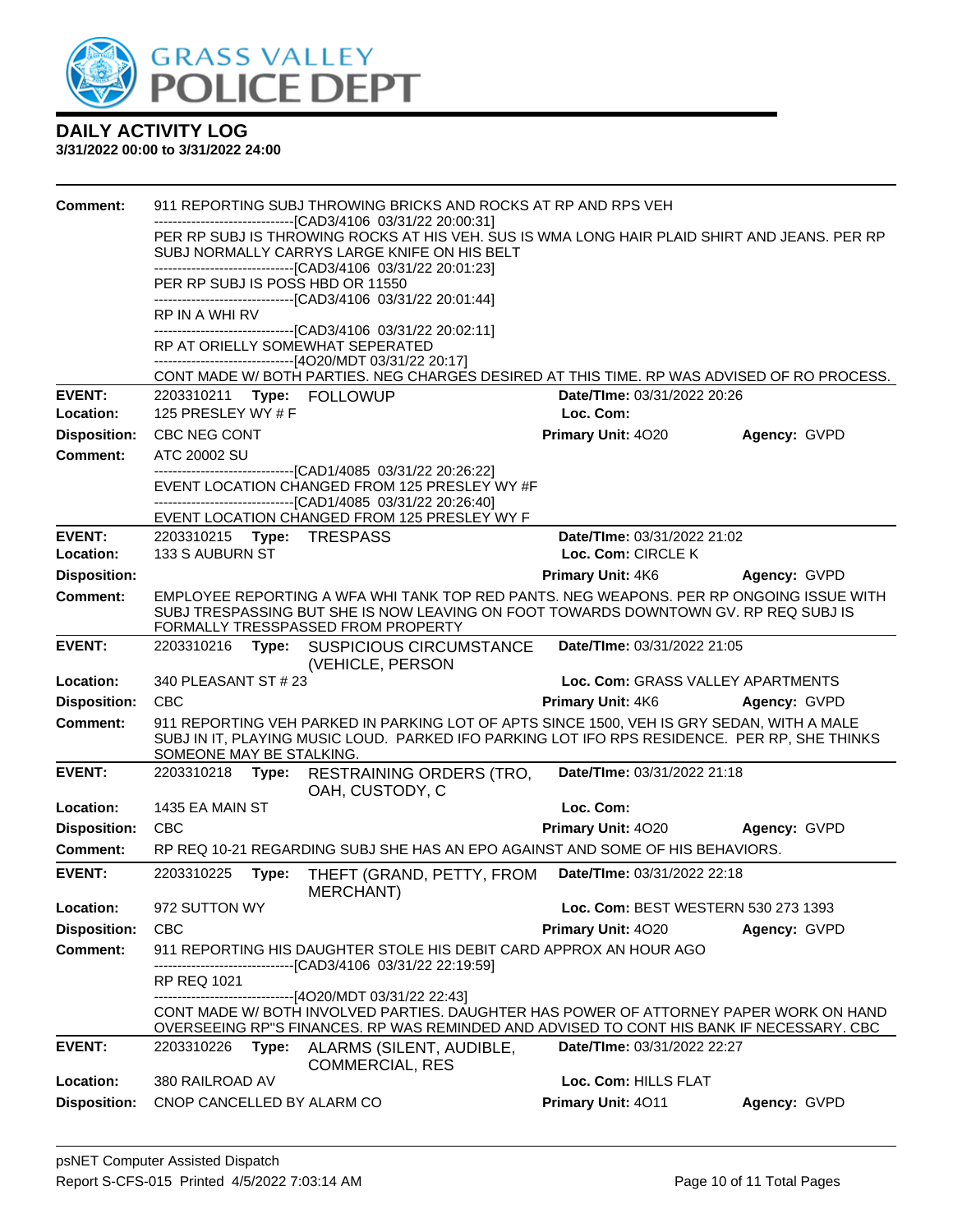# DAILY ACTIVITY LOG

**3/31/2022 00:00 to 3/31/2022 24:00**

**Comment:** 911 REPORTING SUBJ THROWING BRICKS AND ROCKS AT RP AND RPS VEH
------------------------------[CAD3/4106 03/31/22 20:00:31]
PER RP SUBJ IS THROWING ROCKS AT HIS VEH. SUS IS WMA LONG HAIR PLAID SHIRT AND JEANS. PER RP SUBJ NORMALLY CARRYS LARGE KNIFE ON HIS BELT
------------------------------[CAD3/4106 03/31/22 20:01:23]
PER RP SUBJ IS POSS HBD OR 11550
------------------------------[CAD3/4106 03/31/22 20:01:44]
RP IN A WHI RV
------------------------------[CAD3/4106 03/31/22 20:02:11]
RP AT ORIELLY SOMEWHAT SEPERATED
------------------------------[4O20/MDT 03/31/22 20:17]
CONT MADE W/ BOTH PARTIES. NEG CHARGES DESIRED AT THIS TIME. RP WAS ADVISED OF RO PROCESS.

---

**EVENT:** 2203310211 **Type:** FOLLOWUP **Date/TIme:** 03/31/2022 20:26
**Location:** 125 PRESLEY WY # F **Loc. Com:**
**Disposition:** CBC NEG CONT **Primary Unit:** 4O20 **Agency:** GVPD
**Comment:** ATC 20002 SU
------------------------------[CAD1/4085 03/31/22 20:26:22]
EVENT LOCATION CHANGED FROM 125 PRESLEY WY #F
------------------------------[CAD1/4085 03/31/22 20:26:40]
EVENT LOCATION CHANGED FROM 125 PRESLEY WY F

---

**EVENT:** 2203310215 **Type:** TRESPASS **Date/TIme:** 03/31/2022 21:02
**Location:** 133 S AUBURN ST **Loc. Com:** CIRCLE K
**Disposition:** **Primary Unit:** 4K6 **Agency:** GVPD
**Comment:** EMPLOYEE REPORTING A WFA WHI TANK TOP RED PANTS. NEG WEAPONS. PER RP ONGOING ISSUE WITH SUBJ TRESPASSING BUT SHE IS NOW LEAVING ON FOOT TOWARDS DOWNTOWN GV. RP REQ SUBJ IS FORMALLY TRESSPASSED FROM PROPERTY

---

**EVENT:** 2203310216 **Type:** SUSPICIOUS CIRCUMSTANCE (VEHICLE, PERSON **Date/TIme:** 03/31/2022 21:05
**Location:** 340 PLEASANT ST # 23 **Loc. Com:** GRASS VALLEY APARTMENTS
**Disposition:** CBC **Primary Unit:** 4K6 **Agency:** GVPD
**Comment:** 911 REPORTING VEH PARKED IN PARKING LOT OF APTS SINCE 1500, VEH IS GRY SEDAN, WITH A MALE SUBJ IN IT, PLAYING MUSIC LOUD. PARKED IFO PARKING LOT IFO RPS RESIDENCE. PER RP, SHE THINKS SOMEONE MAY BE STALKING.

---

**EVENT:** 2203310218 **Type:** RESTRAINING ORDERS (TRO, OAH, CUSTODY, C **Date/TIme:** 03/31/2022 21:18
**Location:** 1435 EA MAIN ST **Loc. Com:**
**Disposition:** CBC **Primary Unit:** 4O20 **Agency:** GVPD
**Comment:** RP REQ 10-21 REGARDING SUBJ SHE HAS AN EPO AGAINST AND SOME OF HIS BEHAVIORS.

---

**EVENT:** 2203310225 **Type:** THEFT (GRAND, PETTY, FROM MERCHANT) **Date/TIme:** 03/31/2022 22:18
**Location:** 972 SUTTON WY **Loc. Com:** BEST WESTERN 530 273 1393
**Disposition:** CBC **Primary Unit:** 4O20 **Agency:** GVPD
**Comment:** 911 REPORTING HIS DAUGHTER STOLE HIS DEBIT CARD APPROX AN HOUR AGO
------------------------------[CAD3/4106 03/31/22 22:19:59]
RP REQ 1021
------------------------------[4O20/MDT 03/31/22 22:43]
CONT MADE W/ BOTH INVOLVED PARTIES. DAUGHTER HAS POWER OF ATTORNEY PAPER WORK ON HAND OVERSEEING RP"S FINANCES. RP WAS REMINDED AND ADVISED TO CONT HIS BANK IF NECESSARY. CBC

---

**EVENT:** 2203310226 **Type:** ALARMS (SILENT, AUDIBLE, COMMERCIAL, RES **Date/TIme:** 03/31/2022 22:27
**Location:** 380 RAILROAD AV **Loc. Com:** HILLS FLAT
**Disposition:** CNOP CANCELLED BY ALARM CO **Primary Unit:** 4O11 **Agency:** GVPD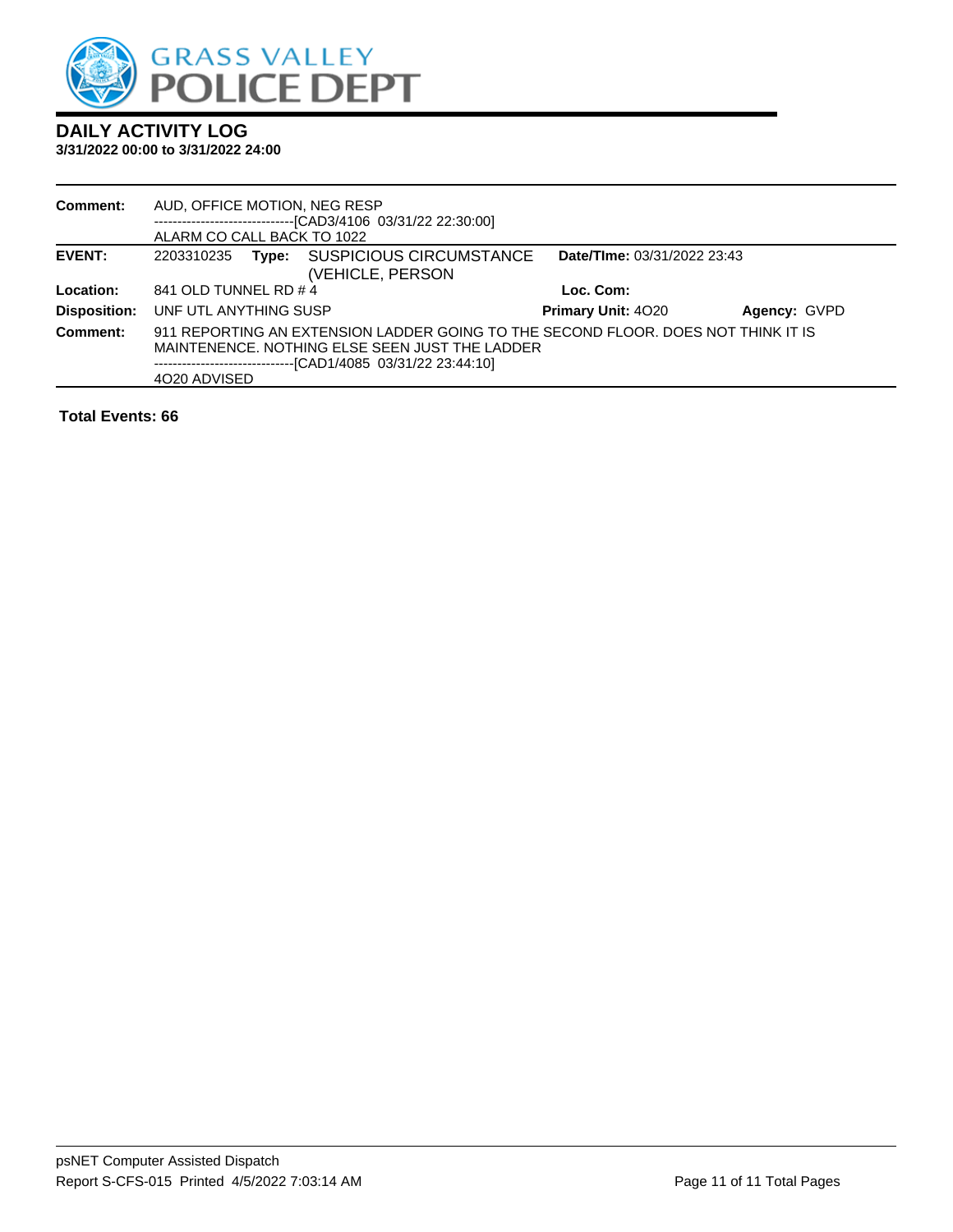## DAILY ACTIVITY LOG

**3/31/2022 00:00 to 3/31/2022 24:00**

| | | | | |
|---|---|---|---|---|
| **Comment:** | AUD, OFFICE MOTION, NEG RESP<br>------------------------------[CAD3/4106 03/31/22 22:30:00]<br>ALARM CO CALL BACK TO 1022 | | | |
| **EVENT:** | 2203310235 **Type:** SUSPICIOUS CIRCUMSTANCE (VEHICLE, PERSON | **Date/TIme:** 03/31/2022 23:43 | | |
| **Location:** | 841 OLD TUNNEL RD # 4 | **Loc. Com:** | | |
| **Disposition:** | UNF UTL ANYTHING SUSP | **Primary Unit:** 4O20 | **Agency:** GVPD | |
| **Comment:** | 911 REPORTING AN EXTENSION LADDER GOING TO THE SECOND FLOOR. DOES NOT THINK IT IS MAINTENENCE. NOTHING ELSE SEEN JUST THE LADDER<br>------------------------------[CAD1/4085 03/31/22 23:44:10]<br>4O20 ADVISED | | | |

**Total Events: 66**

psNET Computer Assisted Dispatch
Report S-CFS-015 Printed 4/5/2022 7:03:14 AM